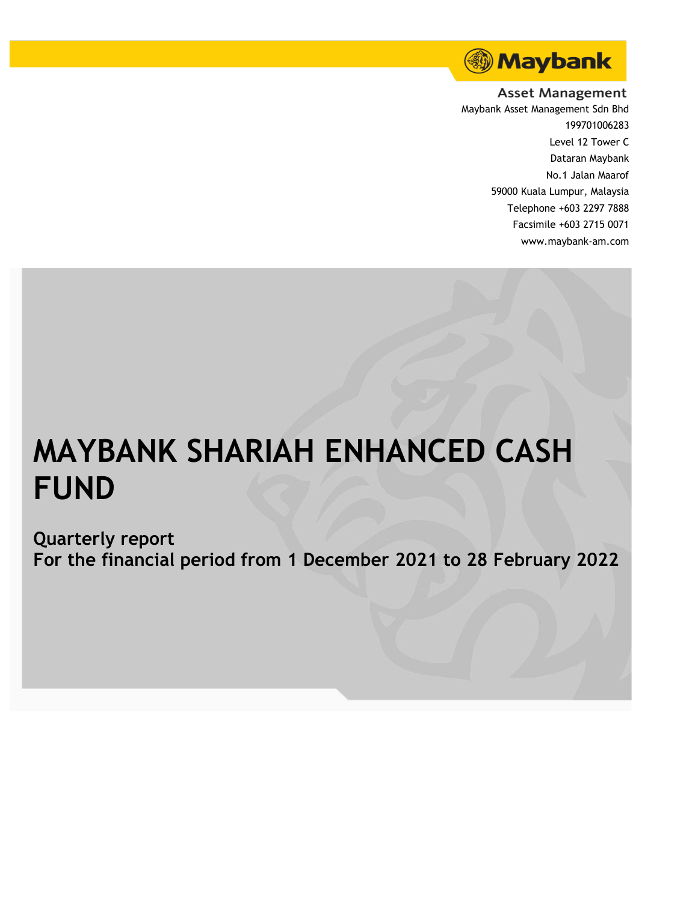Maybank

Asset Management

Maybank Asset Management Sdn Bhd
199701006283
Level 12 Tower C
Dataran Maybank
No.1 Jalan Maarof
59000 Kuala Lumpur, Malaysia
Telephone +603 2297 7888
Facsimile +603 2715 0071
www.maybank-am.com

# MAYBANK SHARIAH ENHANCED CASH FUND

## Quarterly report
## For the financial period from 1 December 2021 to 28 February 2022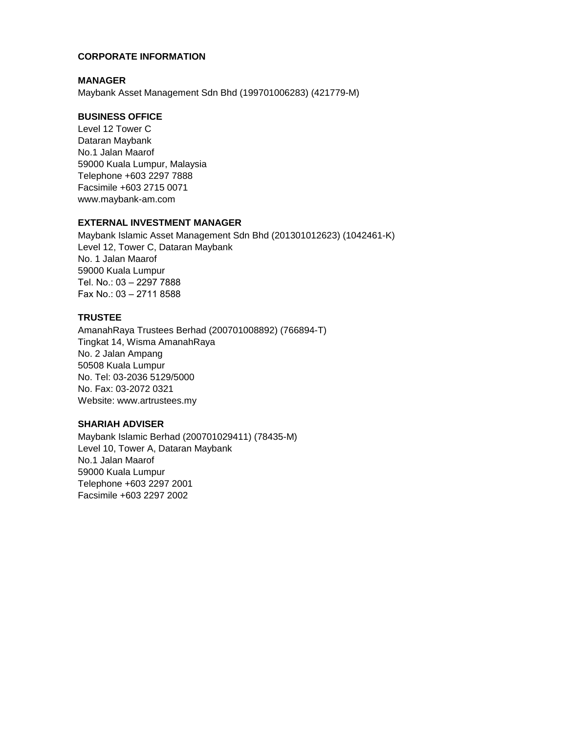# CORPORATE INFORMATION

## MANAGER

Maybank Asset Management Sdn Bhd (199701006283) (421779-M)

## BUSINESS OFFICE

Level 12 Tower C
Dataran Maybank
No.1 Jalan Maarof
59000 Kuala Lumpur, Malaysia
Telephone +603 2297 7888
Facsimile +603 2715 0071
www.maybank-am.com

## EXTERNAL INVESTMENT MANAGER

Maybank Islamic Asset Management Sdn Bhd (201301012623) (1042461-K)
Level 12, Tower C, Dataran Maybank
No. 1 Jalan Maarof
59000 Kuala Lumpur
Tel. No.: 03 – 2297 7888
Fax No.: 03 – 2711 8588

## TRUSTEE

AmanahRaya Trustees Berhad (200701008892) (766894-T)
Tingkat 14, Wisma AmanahRaya
No. 2 Jalan Ampang
50508 Kuala Lumpur
No. Tel: 03-2036 5129/5000
No. Fax: 03-2072 0321
Website: www.artrustees.my

## SHARIAH ADVISER

Maybank Islamic Berhad (200701029411) (78435-M)
Level 10, Tower A, Dataran Maybank
No.1 Jalan Maarof
59000 Kuala Lumpur
Telephone +603 2297 2001
Facsimile +603 2297 2002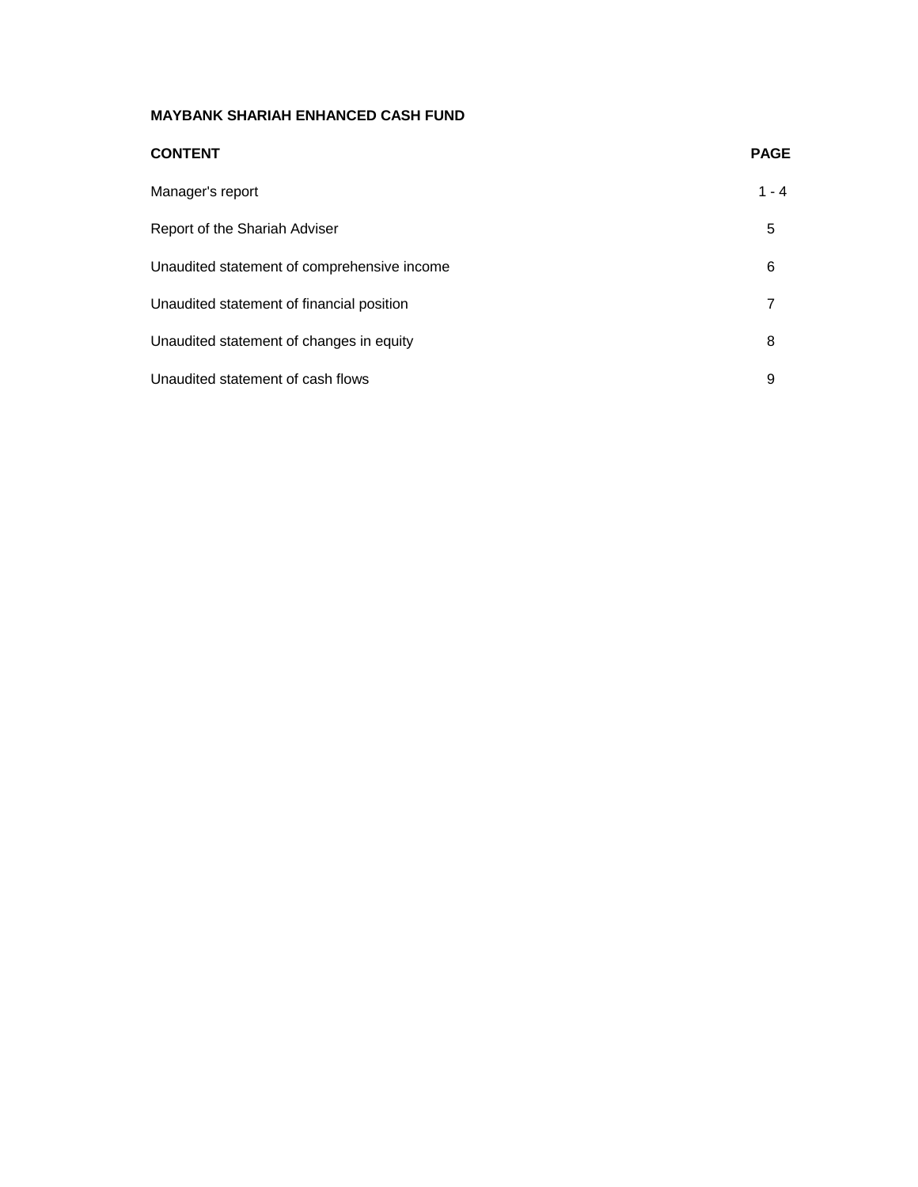**MAYBANK SHARIAH ENHANCED CASH FUND**

| CONTENT | PAGE |
| --- | --- |
| Manager's report | 1 - 4 |
| Report of the Shariah Adviser | 5 |
| Unaudited statement of comprehensive income | 6 |
| Unaudited statement of financial position | 7 |
| Unaudited statement of changes in equity | 8 |
| Unaudited statement of cash flows | 9 |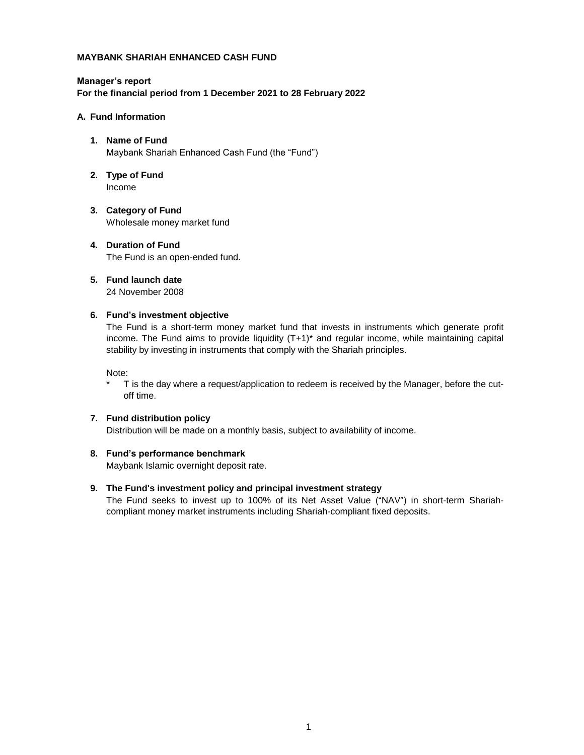**MAYBANK SHARIAH ENHANCED CASH FUND**

**Manager's report**
**For the financial period from 1 December 2021 to 28 February 2022**

## A. Fund Information

1. **Name of Fund**
   Maybank Shariah Enhanced Cash Fund (the "Fund")

2. **Type of Fund**
   Income

3. **Category of Fund**
   Wholesale money market fund

4. **Duration of Fund**
   The Fund is an open-ended fund.

5. **Fund launch date**
   24 November 2008

6. **Fund's investment objective**
   The Fund is a short-term money market fund that invests in instruments which generate profit income. The Fund aims to provide liquidity (T+1)* and regular income, while maintaining capital stability by investing in instruments that comply with the Shariah principles.

   Note:
   * T is the day where a request/application to redeem is received by the Manager, before the cut-off time.

7. **Fund distribution policy**
   Distribution will be made on a monthly basis, subject to availability of income.

8. **Fund's performance benchmark**
   Maybank Islamic overnight deposit rate.

9. **The Fund's investment policy and principal investment strategy**
   The Fund seeks to invest up to 100% of its Net Asset Value ("NAV") in short-term Shariah-compliant money market instruments including Shariah-compliant fixed deposits.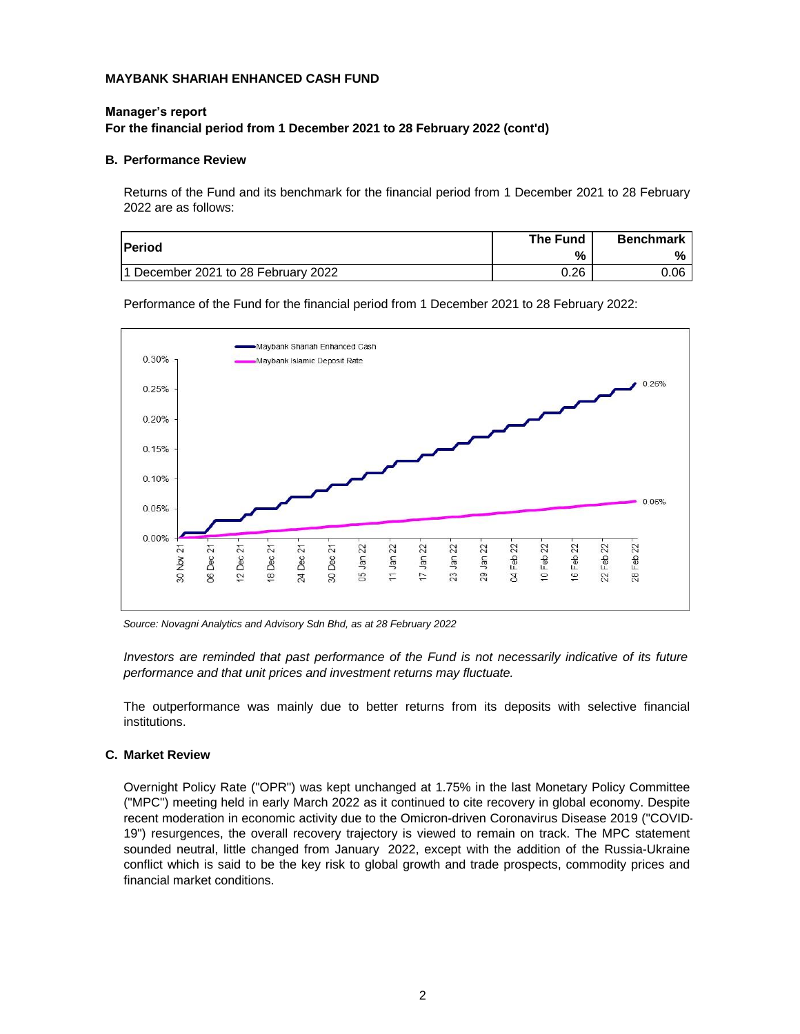**MAYBANK SHARIAH ENHANCED CASH FUND**

**Manager's report**
**For the financial period from 1 December 2021 to 28 February 2022 (cont'd)**

**B. Performance Review**

Returns of the Fund and its benchmark for the financial period from 1 December 2021 to 28 February 2022 are as follows:

| Period | The Fund % | Benchmark % |
|---|---|---|
| 1 December 2021 to 28 February 2022 | 0.26 | 0.06 |

Performance of the Fund for the financial period from 1 December 2021 to 28 February 2022:

Maybank Shariah Enhanced Cash
Maybank Islamic Deposit Rate

0.30%
0.25%
0.20%
0.15%
0.10%
0.05%
0.00%

0.25%
0.05%

30 Nov 21
06 Dec 21
12 Dec 21
18 Dec 21
24 Dec 21
30 Dec 21
05 Jan 22
11 Jan 22
17 Jan 22
23 Jan 22
29 Jan 22
04 Feb 22
10 Feb 22
16 Feb 22
22 Feb 22
28 Feb 22

*Source: Novagni Analytics and Advisory Sdn Bhd, as at 28 February 2022*

*Investors are reminded that past performance of the Fund is not necessarily indicative of its future performance and that unit prices and investment returns may fluctuate.*

The outperformance was mainly due to better returns from its deposits with selective financial institutions.

**C. Market Review**

Overnight Policy Rate ("OPR") was kept unchanged at 1.75% in the last Monetary Policy Committee ("MPC") meeting held in early March 2022 as it continued to cite recovery in global economy. Despite recent moderation in economic activity due to the Omicron-driven Coronavirus Disease 2019 ("COVID-19") resurgences, the overall recovery trajectory is viewed to remain on track. The MPC statement sounded neutral, little changed from January 2022, except with the addition of the Russia-Ukraine conflict which is said to be the key risk to global growth and trade prospects, commodity prices and financial market conditions.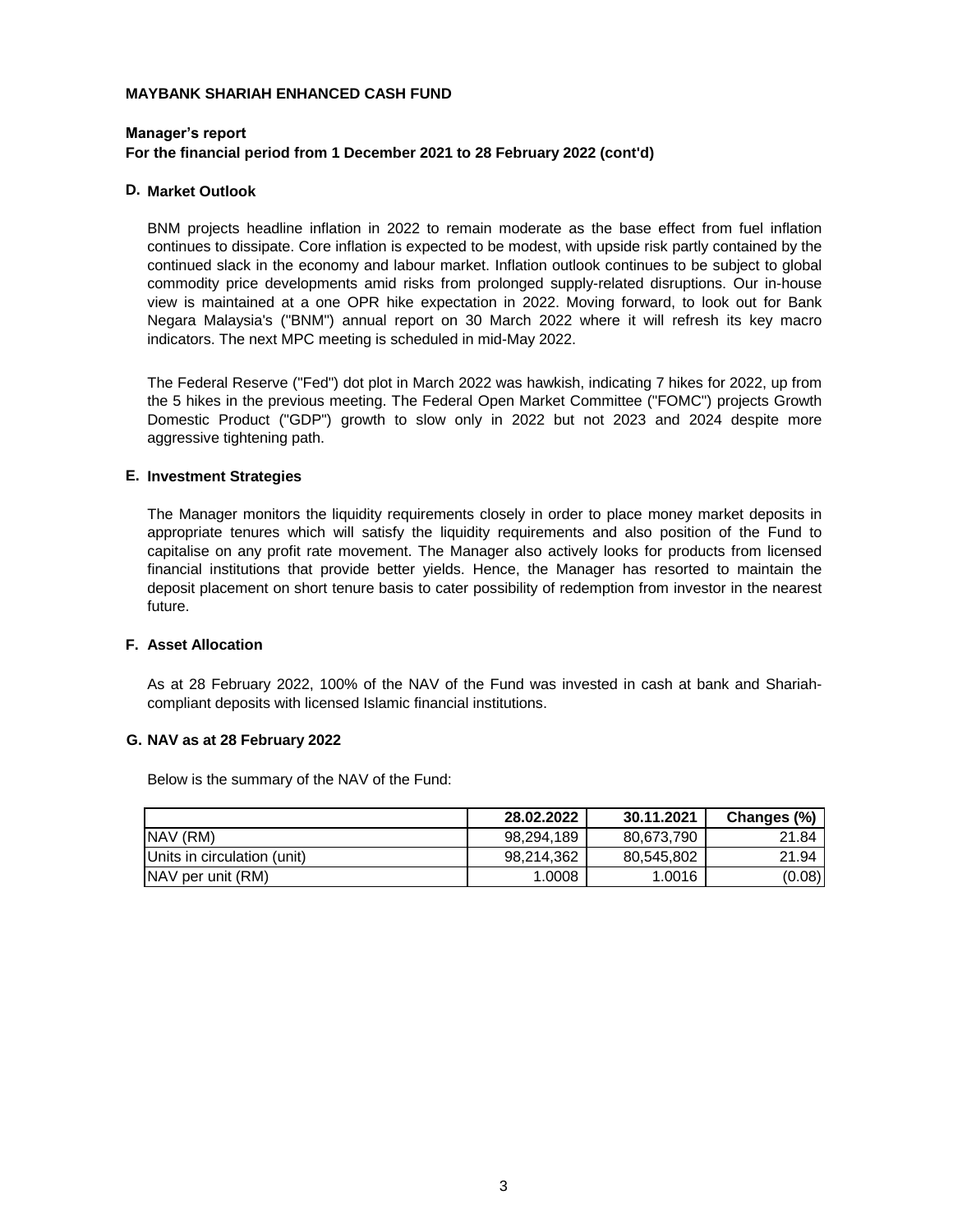**MAYBANK SHARIAH ENHANCED CASH FUND**

**Manager's report**
**For the financial period from 1 December 2021 to 28 February 2022 (cont'd)**

## D. Market Outlook

BNM projects headline inflation in 2022 to remain moderate as the base effect from fuel inflation continues to dissipate. Core inflation is expected to be modest, with upside risk partly contained by the continued slack in the economy and labour market. Inflation outlook continues to be subject to global commodity price developments amid risks from prolonged supply-related disruptions. Our in-house view is maintained at a one OPR hike expectation in 2022. Moving forward, to look out for Bank Negara Malaysia's ("BNM") annual report on 30 March 2022 where it will refresh its key macro indicators. The next MPC meeting is scheduled in mid-May 2022.

The Federal Reserve ("Fed") dot plot in March 2022 was hawkish, indicating 7 hikes for 2022, up from the 5 hikes in the previous meeting. The Federal Open Market Committee ("FOMC") projects Growth Domestic Product ("GDP") growth to slow only in 2022 but not 2023 and 2024 despite more aggressive tightening path.

## E. Investment Strategies

The Manager monitors the liquidity requirements closely in order to place money market deposits in appropriate tenures which will satisfy the liquidity requirements and also position of the Fund to capitalise on any profit rate movement. The Manager also actively looks for products from licensed financial institutions that provide better yields. Hence, the Manager has resorted to maintain the deposit placement on short tenure basis to cater possibility of redemption from investor in the nearest future.

## F. Asset Allocation

As at 28 February 2022, 100% of the NAV of the Fund was invested in cash at bank and Shariah-compliant deposits with licensed Islamic financial institutions.

## G. NAV as at 28 February 2022

Below is the summary of the NAV of the Fund:

| | 28.02.2022 | 30.11.2021 | Changes (%) |
|---|---|---|---|
| NAV (RM) | 98,294,189 | 80,673,790 | 21.84 |
| Units in circulation (unit) | 98,214,362 | 80,545,802 | 21.94 |
| NAV per unit (RM) | 1.0008 | 1.0016 | (0.08) |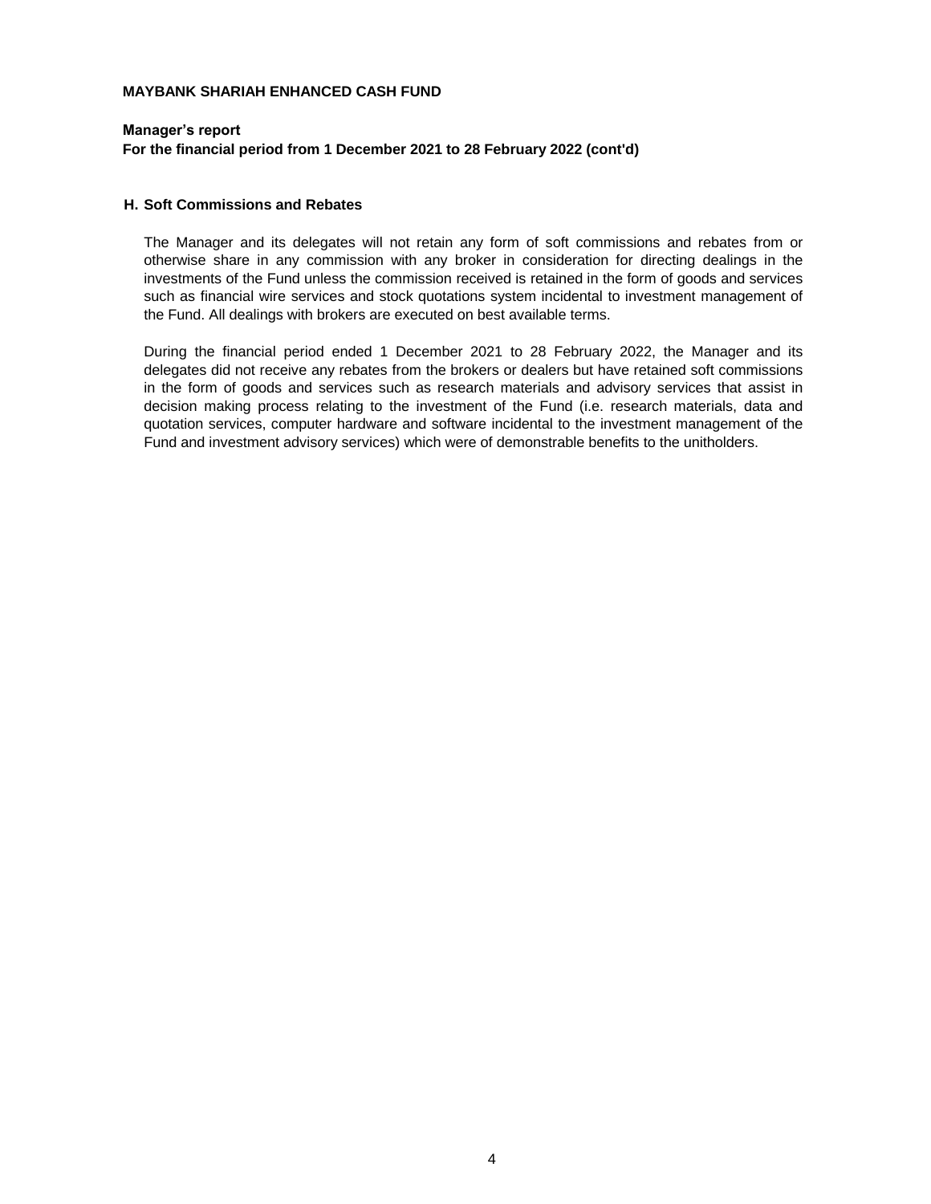**MAYBANK SHARIAH ENHANCED CASH FUND**

**Manager's report**
**For the financial period from 1 December 2021 to 28 February 2022 (cont'd)**

## H. Soft Commissions and Rebates

The Manager and its delegates will not retain any form of soft commissions and rebates from or otherwise share in any commission with any broker in consideration for directing dealings in the investments of the Fund unless the commission received is retained in the form of goods and services such as financial wire services and stock quotations system incidental to investment management of the Fund. All dealings with brokers are executed on best available terms.

During the financial period ended 1 December 2021 to 28 February 2022, the Manager and its delegates did not receive any rebates from the brokers or dealers but have retained soft commissions in the form of goods and services such as research materials and advisory services that assist in decision making process relating to the investment of the Fund (i.e. research materials, data and quotation services, computer hardware and software incidental to the investment management of the Fund and investment advisory services) which were of demonstrable benefits to the unitholders.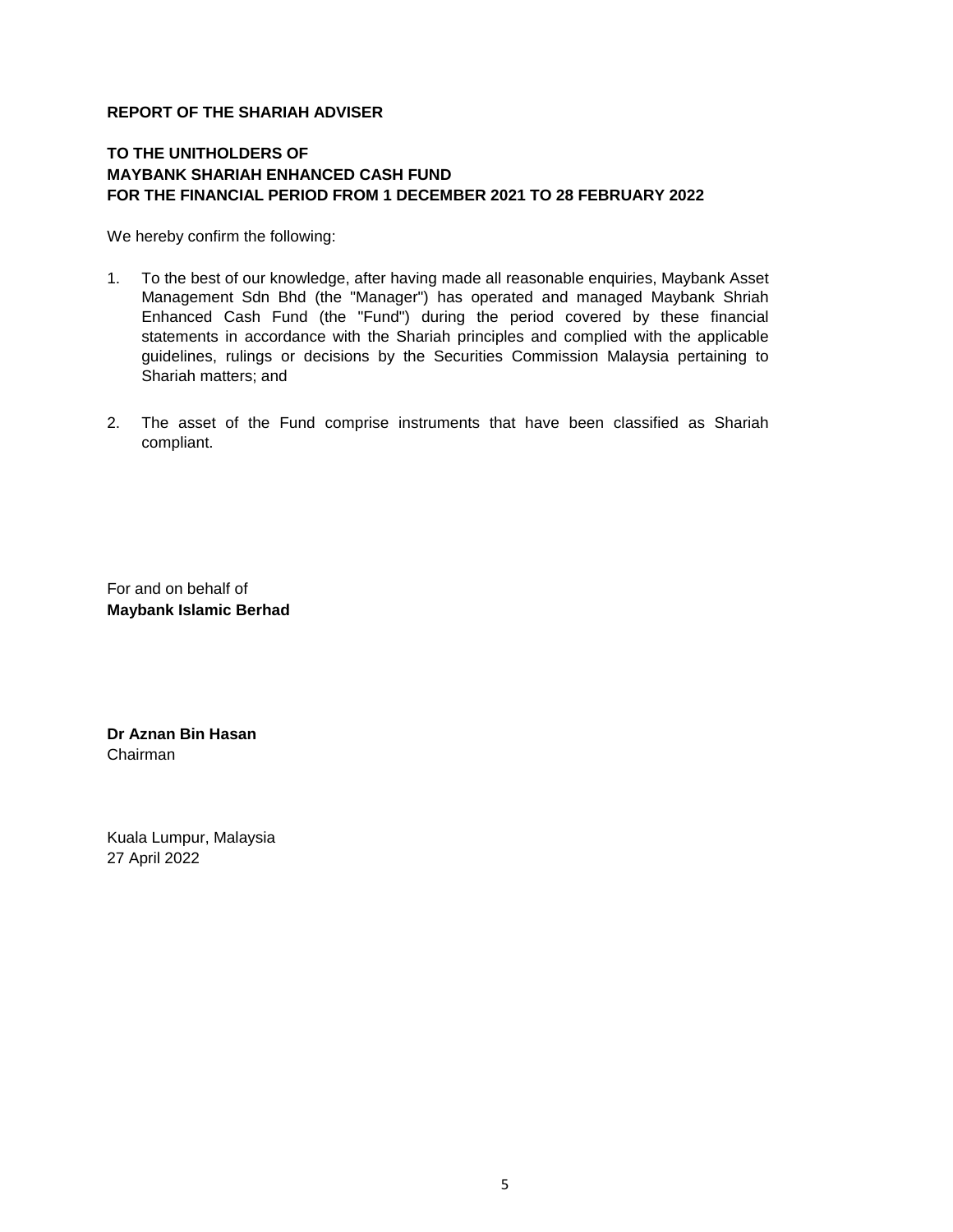**REPORT OF THE SHARIAH ADVISER**

**TO THE UNITHOLDERS OF**
**MAYBANK SHARIAH ENHANCED CASH FUND**
**FOR THE FINANCIAL PERIOD FROM 1 DECEMBER 2021 TO 28 FEBRUARY 2022**

We hereby confirm the following:

1. To the best of our knowledge, after having made all reasonable enquiries, Maybank Asset Management Sdn Bhd (the "Manager") has operated and managed Maybank Shriah Enhanced Cash Fund (the "Fund") during the period covered by these financial statements in accordance with the Shariah principles and complied with the applicable guidelines, rulings or decisions by the Securities Commission Malaysia pertaining to Shariah matters; and

2. The asset of the Fund comprise instruments that have been classified as Shariah compliant.

For and on behalf of
**Maybank Islamic Berhad**

**Dr Aznan Bin Hasan**
Chairman

Kuala Lumpur, Malaysia
27 April 2022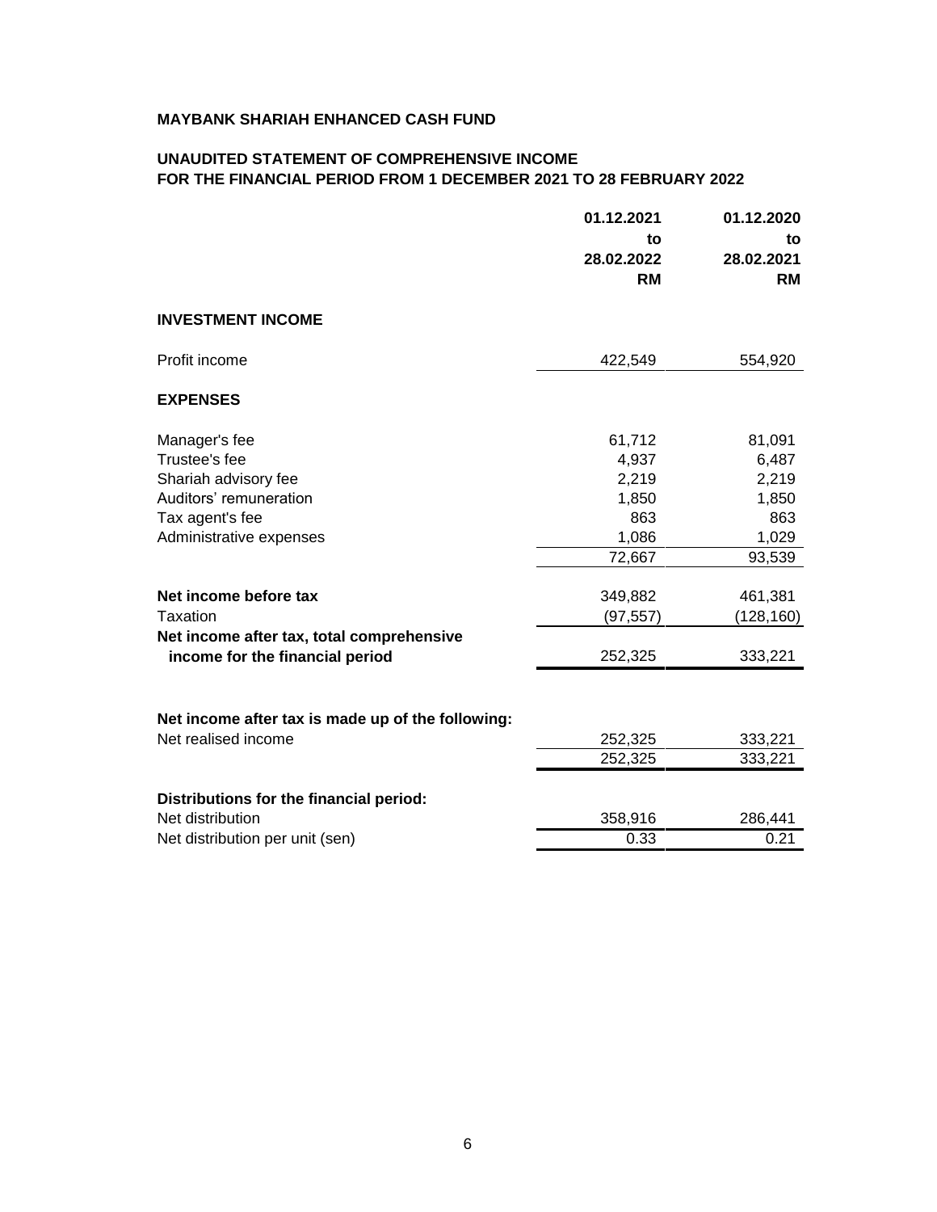**MAYBANK SHARIAH ENHANCED CASH FUND**

**UNAUDITED STATEMENT OF COMPREHENSIVE INCOME**
**FOR THE FINANCIAL PERIOD FROM 1 DECEMBER 2021 TO 28 FEBRUARY 2022**

| | 01.12.2021 to 28.02.2022 RM | 01.12.2020 to 28.02.2021 RM |
|---|---|---|
| **INVESTMENT INCOME** | | |
| Profit income | 422,549 | 554,920 |
| **EXPENSES** | | |
| Manager's fee | 61,712 | 81,091 |
| Trustee's fee | 4,937 | 6,487 |
| Shariah advisory fee | 2,219 | 2,219 |
| Auditors' remuneration | 1,850 | 1,850 |
| Tax agent's fee | 863 | 863 |
| Administrative expenses | 1,086 | 1,029 |
| | 72,667 | 93,539 |
| **Net income before tax** | 349,882 | 461,381 |
| Taxation | (97,557) | (128,160) |
| **Net income after tax, total comprehensive income for the financial period** | 252,325 | 333,221 |
| **Net income after tax is made up of the following:** | | |
| Net realised income | 252,325 | 333,221 |
| | 252,325 | 333,221 |
| **Distributions for the financial period:** | | |
| Net distribution | 358,916 | 286,441 |
| Net distribution per unit (sen) | 0.33 | 0.21 |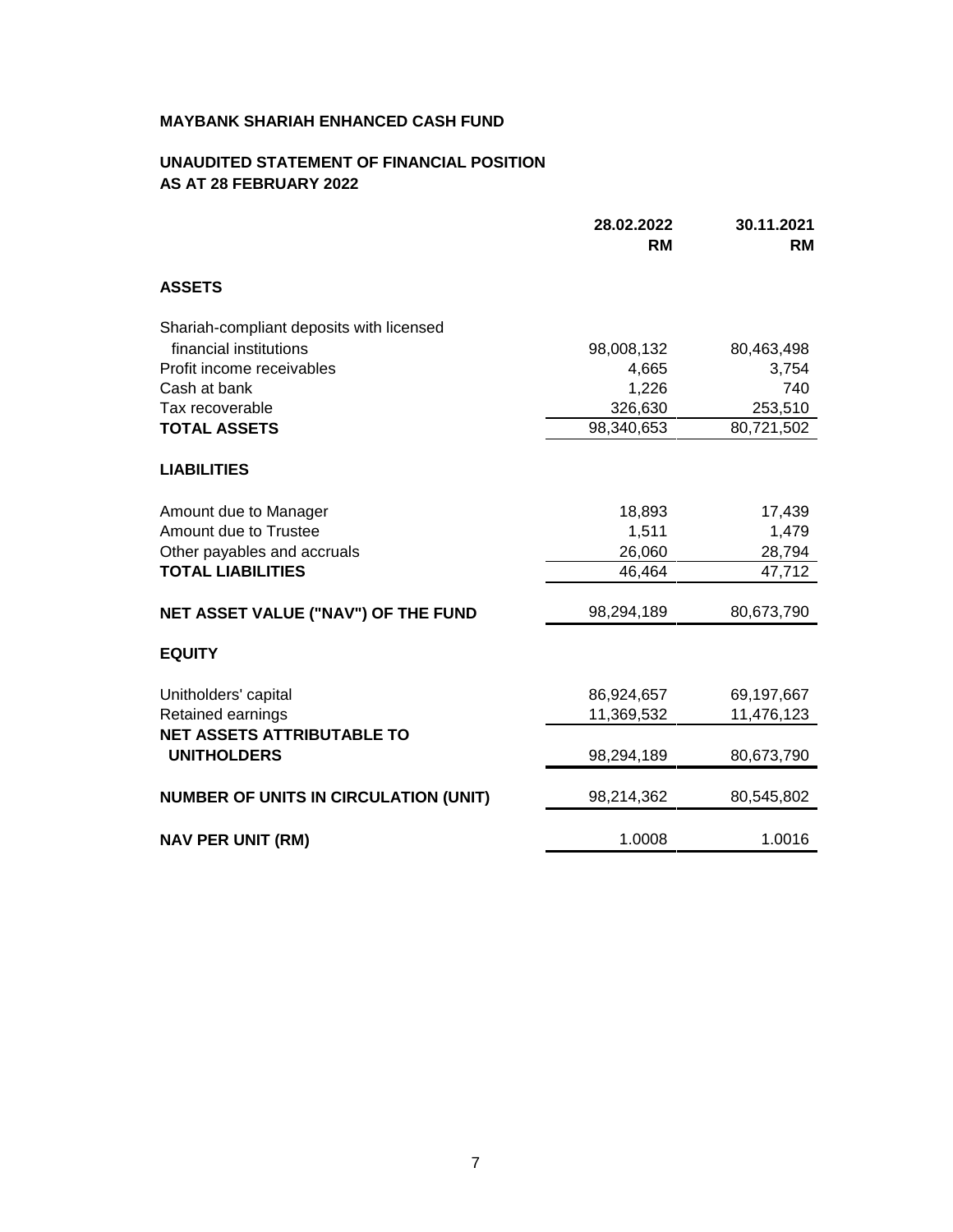**MAYBANK SHARIAH ENHANCED CASH FUND**

**UNAUDITED STATEMENT OF FINANCIAL POSITION**
**AS AT 28 FEBRUARY 2022**

| | 28.02.2022 RM | 30.11.2021 RM |
|---|---|---|
| **ASSETS** | | |
| Shariah-compliant deposits with licensed financial institutions | 98,008,132 | 80,463,498 |
| Profit income receivables | 4,665 | 3,754 |
| Cash at bank | 1,226 | 740 |
| Tax recoverable | 326,630 | 253,510 |
| **TOTAL ASSETS** | 98,340,653 | 80,721,502 |
| **LIABILITIES** | | |
| Amount due to Manager | 18,893 | 17,439 |
| Amount due to Trustee | 1,511 | 1,479 |
| Other payables and accruals | 26,060 | 28,794 |
| **TOTAL LIABILITIES** | 46,464 | 47,712 |
| **NET ASSET VALUE ("NAV") OF THE FUND** | 98,294,189 | 80,673,790 |
| **EQUITY** | | |
| Unitholders' capital | 86,924,657 | 69,197,667 |
| Retained earnings | 11,369,532 | 11,476,123 |
| **NET ASSETS ATTRIBUTABLE TO UNITHOLDERS** | 98,294,189 | 80,673,790 |
| **NUMBER OF UNITS IN CIRCULATION (UNIT)** | 98,214,362 | 80,545,802 |
| **NAV PER UNIT (RM)** | 1.0008 | 1.0016 |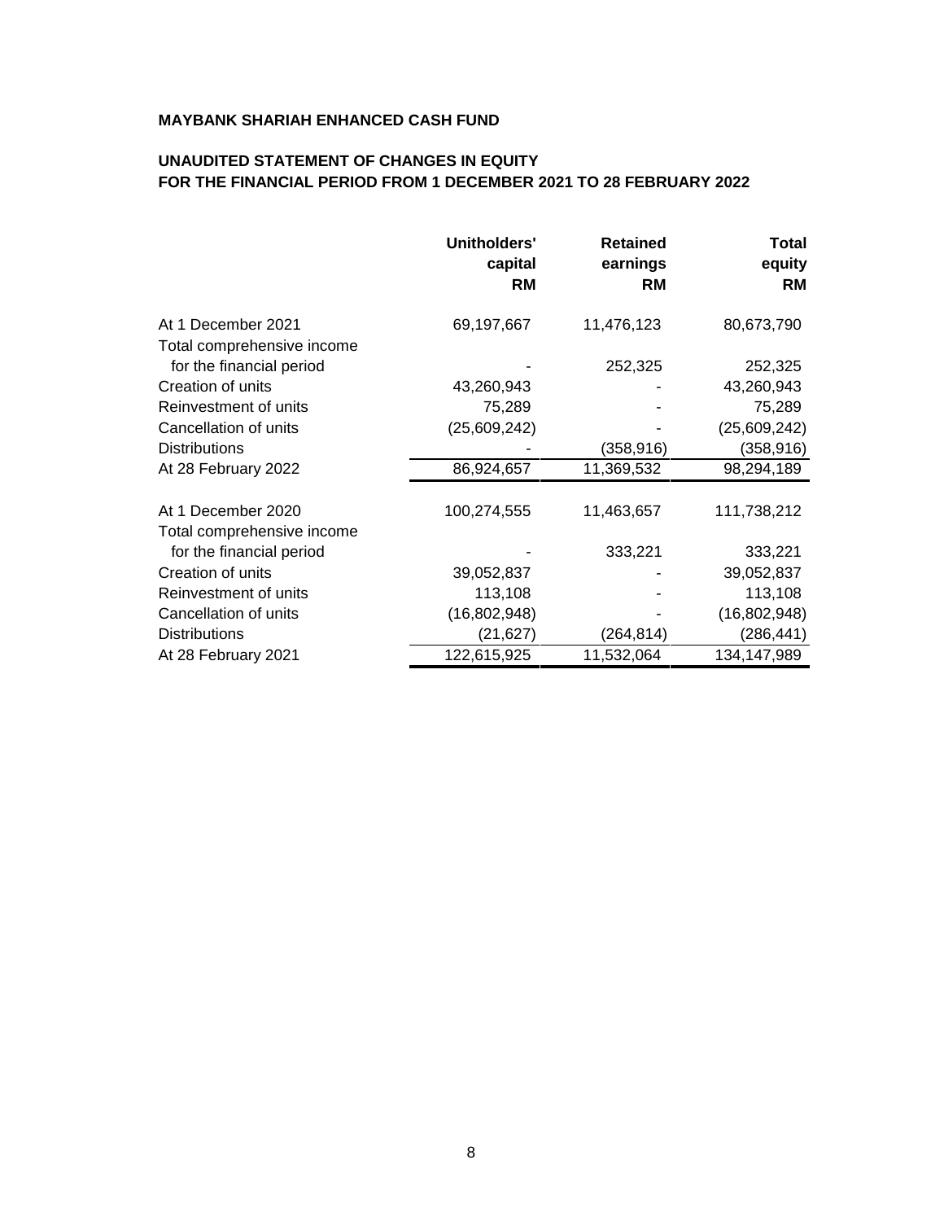**MAYBANK SHARIAH ENHANCED CASH FUND**

**UNAUDITED STATEMENT OF CHANGES IN EQUITY**
**FOR THE FINANCIAL PERIOD FROM 1 DECEMBER 2021 TO 28 FEBRUARY 2022**

| | Unitholders' capital RM | Retained earnings RM | Total equity RM |
|---|---|---|---|
| At 1 December 2021 | 69,197,667 | 11,476,123 | 80,673,790 |
| Total comprehensive income for the financial period | - | 252,325 | 252,325 |
| Creation of units | 43,260,943 | - | 43,260,943 |
| Reinvestment of units | 75,289 | - | 75,289 |
| Cancellation of units | (25,609,242) | - | (25,609,242) |
| Distributions | - | (358,916) | (358,916) |
| At 28 February 2022 | 86,924,657 | 11,369,532 | 98,294,189 |
| | | | |
| At 1 December 2020 | 100,274,555 | 11,463,657 | 111,738,212 |
| Total comprehensive income for the financial period | - | 333,221 | 333,221 |
| Creation of units | 39,052,837 | - | 39,052,837 |
| Reinvestment of units | 113,108 | - | 113,108 |
| Cancellation of units | (16,802,948) | - | (16,802,948) |
| Distributions | (21,627) | (264,814) | (286,441) |
| At 28 February 2021 | 122,615,925 | 11,532,064 | 134,147,989 |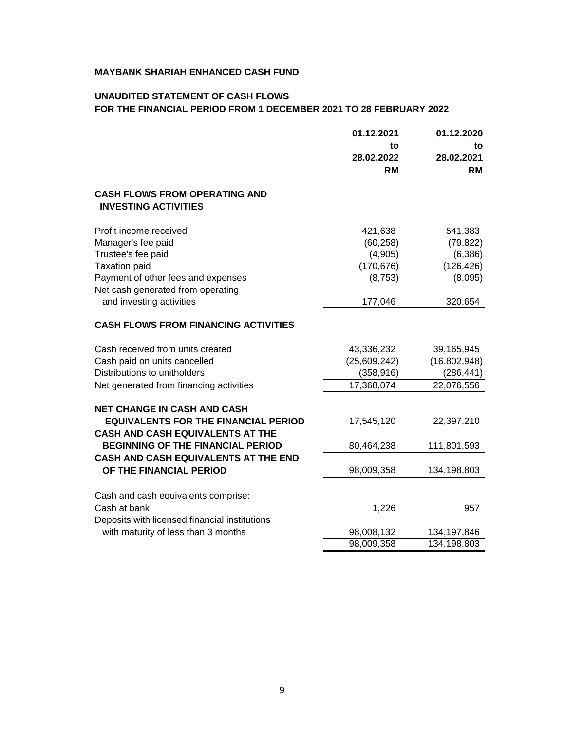**MAYBANK SHARIAH ENHANCED CASH FUND**

**UNAUDITED STATEMENT OF CASH FLOWS**
**FOR THE FINANCIAL PERIOD FROM 1 DECEMBER 2021 TO 28 FEBRUARY 2022**

| | 01.12.2021 to 28.02.2022 RM | 01.12.2020 to 28.02.2021 RM |
|---|---|---|
| **CASH FLOWS FROM OPERATING AND INVESTING ACTIVITIES** | | |
| Profit income received | 421,638 | 541,383 |
| Manager's fee paid | (60,258) | (79,822) |
| Trustee's fee paid | (4,905) | (6,386) |
| Taxation paid | (170,676) | (126,426) |
| Payment of other fees and expenses | (8,753) | (8,095) |
| Net cash generated from operating and investing activities | 177,046 | 320,654 |
| **CASH FLOWS FROM FINANCING ACTIVITIES** | | |
| Cash received from units created | 43,336,232 | 39,165,945 |
| Cash paid on units cancelled | (25,609,242) | (16,802,948) |
| Distributions to unitholders | (358,916) | (286,441) |
| Net generated from financing activities | 17,368,074 | 22,076,556 |
| **NET CHANGE IN CASH AND CASH EQUIVALENTS FOR THE FINANCIAL PERIOD** | 17,545,120 | 22,397,210 |
| **CASH AND CASH EQUIVALENTS AT THE BEGINNING OF THE FINANCIAL PERIOD** | 80,464,238 | 111,801,593 |
| **CASH AND CASH EQUIVALENTS AT THE END OF THE FINANCIAL PERIOD** | 98,009,358 | 134,198,803 |
| Cash and cash equivalents comprise: | | |
| Cash at bank | 1,226 | 957 |
| Deposits with licensed financial institutions with maturity of less than 3 months | 98,008,132 | 134,197,846 |
| | 98,009,358 | 134,198,803 |